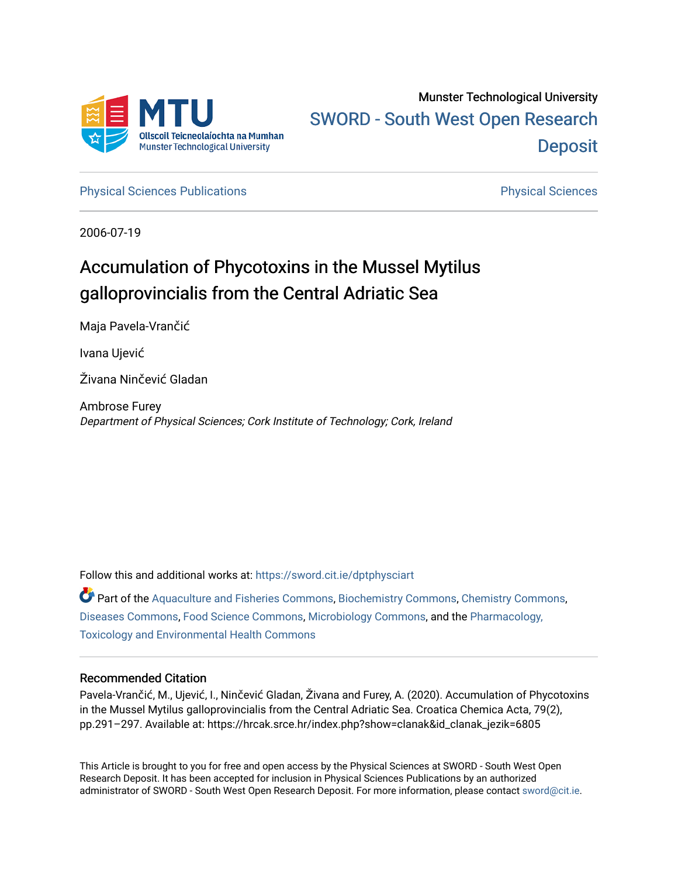Munster Technological University

SWORD - South West Open Research Deposit

Physical Sciences Publications

Physical Sciences

2006-07-19

# Accumulation of Phycotoxins in the Mussel Mytilus galloprovincialis from the Central Adriatic Sea

Maja Pavela-Vrančić

Ivana Ujević

Živana Ninčević Gladan

Ambrose Furey
*Department of Physical Sciences; Cork Institute of Technology; Cork, Ireland*

Follow this and additional works at: https://sword.cit.ie/dptphysciart

Part of the Aquaculture and Fisheries Commons, Biochemistry Commons, Chemistry Commons, Diseases Commons, Food Science Commons, Microbiology Commons, and the Pharmacology, Toxicology and Environmental Health Commons

## Recommended Citation

Pavela-Vrančić, M., Ujević, I., Ninčević Gladan, Živana and Furey, A. (2020). Accumulation of Phycotoxins in the Mussel Mytilus galloprovincialis from the Central Adriatic Sea. Croatica Chemica Acta, 79(2), pp.291–297. Available at: https://hrcak.srce.hr/index.php?show=clanak&id_clanak_jezik=6805

This Article is brought to you for free and open access by the Physical Sciences at SWORD - South West Open Research Deposit. It has been accepted for inclusion in Physical Sciences Publications by an authorized administrator of SWORD - South West Open Research Deposit. For more information, please contact sword@cit.ie.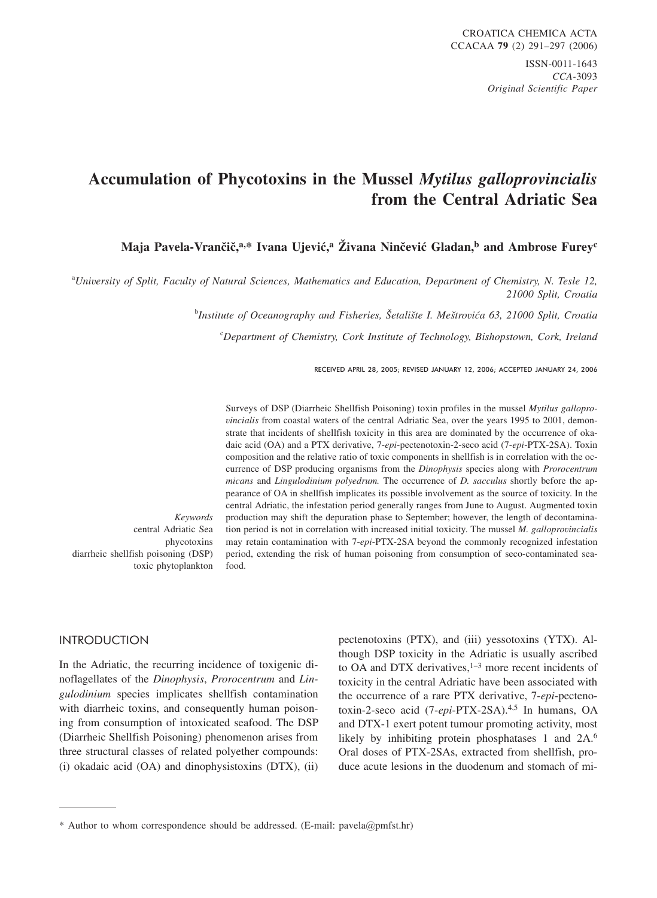# Accumulation of Phycotoxins in the Mussel *Mytilus galloprovincialis* from the Central Adriatic Sea

**Maja Pavela-Vrančič,[a,*] Ivana Ujević,[a] Živana Ninčević Gladan,[b] and Ambrose Furey[c]**

[a] *University of Split, Faculty of Natural Sciences, Mathematics and Education, Department of Chemistry, N. Tesle 12, 21000 Split, Croatia*

[b] *Institute of Oceanography and Fisheries, Šetalište I. Meštrovića 63, 21000 Split, Croatia*

[c] *Department of Chemistry, Cork Institute of Technology, Bishopstown, Cork, Ireland*

RECEIVED APRIL 28, 2005; REVISED JANUARY 12, 2006; ACCEPTED JANUARY 24, 2006

*Keywords*
central Adriatic Sea
phycotoxins
diarrheic shellfish poisoning (DSP)
toxic phytoplankton

Surveys of DSP (Diarrheic Shellfish Poisoning) toxin profiles in the mussel *Mytilus galloprovincialis* from coastal waters of the central Adriatic Sea, over the years 1995 to 2001, demonstrate that incidents of shellfish toxicity in this area are dominated by the occurrence of okadaic acid (OA) and a PTX derivative, 7-*epi*-pectenotoxin-2-seco acid (7-*epi*-PTX-2SA). Toxin composition and the relative ratio of toxic components in shellfish is in correlation with the occurrence of DSP producing organisms from the *Dinophysis* species along with *Prorocentrum micans* and *Lingulodinium polyedrum.* The occurrence of *D. sacculus* shortly before the appearance of OA in shellfish implicates its possible involvement as the source of toxicity. In the central Adriatic, the infestation period generally ranges from June to August. Augmented toxin production may shift the depuration phase to September; however, the length of decontamination period is not in correlation with increased initial toxicity. The mussel *M. galloprovincialis* may retain contamination with 7-*epi*-PTX-2SA beyond the commonly recognized infestation period, extending the risk of human poisoning from consumption of seco-contaminated seafood.

## INTRODUCTION

In the Adriatic, the recurring incidence of toxigenic dinoflagellates of the *Dinophysis*, *Prorocentrum* and *Lingulodinium* species implicates shellfish contamination with diarrheic toxins, and consequently human poisoning from consumption of intoxicated seafood. The DSP (Diarrheic Shellfish Poisoning) phenomenon arises from three structural classes of related polyether compounds: (i) okadaic acid (OA) and dinophysistoxins (DTX), (ii) pectenotoxins (PTX), and (iii) yessotoxins (YTX). Although DSP toxicity in the Adriatic is usually ascribed to OA and DTX derivatives,[1–3] more recent incidents of toxicity in the central Adriatic have been associated with the occurrence of a rare PTX derivative, 7-*epi*-pectenotoxin-2-seco acid (7-*epi*-PTX-2SA).[4,5] In humans, OA and DTX-1 exert potent tumour promoting activity, most likely by inhibiting protein phosphatases 1 and 2A.[6] Oral doses of PTX-2SAs, extracted from shellfish, produce acute lesions in the duodenum and stomach of mi-

\* Author to whom correspondence should be addressed. (E-mail: pavela@pmfst.hr)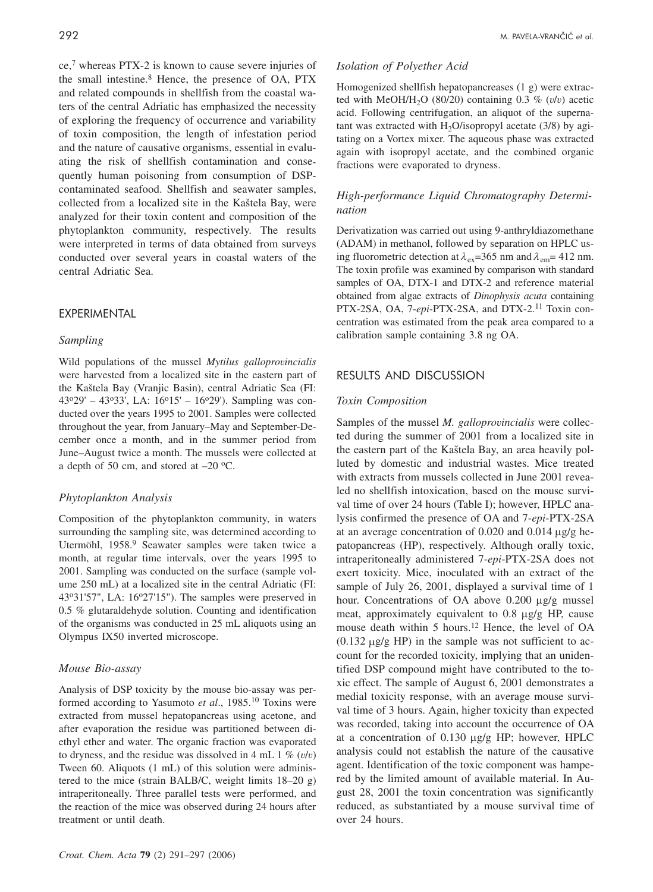ce,[7] whereas PTX-2 is known to cause severe injuries of the small intestine.[8] Hence, the presence of OA, PTX and related compounds in shellfish from the coastal waters of the central Adriatic has emphasized the necessity of exploring the frequency of occurrence and variability of toxin composition, the length of infestation period and the nature of causative organisms, essential in evaluating the risk of shellfish contamination and consequently human poisoning from consumption of DSP-contaminated seafood. Shellfish and seawater samples, collected from a localized site in the Kaštela Bay, were analyzed for their toxin content and composition of the phytoplankton community, respectively. The results were interpreted in terms of data obtained from surveys conducted over several years in coastal waters of the central Adriatic Sea.

## EXPERIMENTAL

### *Sampling*

Wild populations of the mussel *Mytilus galloprovincialis* were harvested from a localized site in the eastern part of the Kaštela Bay (Vranjic Basin), central Adriatic Sea (FI: 43º29' – 43º33', LA: 16º15' – 16º29'). Sampling was conducted over the years 1995 to 2001. Samples were collected throughout the year, from January–May and September-December once a month, and in the summer period from June–August twice a month. The mussels were collected at a depth of 50 cm, and stored at –20 ºC.

### *Phytoplankton Analysis*

Composition of the phytoplankton community, in waters surrounding the sampling site, was determined according to Utermöhl, 1958.[9] Seawater samples were taken twice a month, at regular time intervals, over the years 1995 to 2001. Sampling was conducted on the surface (sample volume 250 mL) at a localized site in the central Adriatic (FI: 43º31'57", LA: 16º27'15"). The samples were preserved in 0.5 % glutaraldehyde solution. Counting and identification of the organisms was conducted in 25 mL aliquots using an Olympus IX50 inverted microscope.

### *Mouse Bio-assay*

Analysis of DSP toxicity by the mouse bio-assay was performed according to Yasumoto *et al*., 1985.[10] Toxins were extracted from mussel hepatopancreas using acetone, and after evaporation the residue was partitioned between diethyl ether and water. The organic fraction was evaporated to dryness, and the residue was dissolved in 4 mL 1 % (*v*/*v*) Tween 60. Aliquots (1 mL) of this solution were administered to the mice (strain BALB/C, weight limits 18–20 g) intraperitoneally. Three parallel tests were performed, and the reaction of the mice was observed during 24 hours after treatment or until death.

### *Isolation of Polyether Acid*

Homogenized shellfish hepatopancreases (1 g) were extracted with MeOH/$H_2O$ (80/20) containing 0.3 % (*v*/*v*) acetic acid. Following centrifugation, an aliquot of the supernatant was extracted with $H_2O$/isopropyl acetate (3/8) by agitating on a Vortex mixer. The aqueous phase was extracted again with isopropyl acetate, and the combined organic fractions were evaporated to dryness.

### *High-performance Liquid Chromatography Determination*

Derivatization was carried out using 9-anthryldiazomethane (ADAM) in methanol, followed by separation on HPLC using fluorometric detection at $\lambda_{ex}$=365 nm and $\lambda_{em}$= 412 nm. The toxin profile was examined by comparison with standard samples of OA, DTX-1 and DTX-2 and reference material obtained from algae extracts of *Dinophysis acuta* containing PTX-2SA, OA, 7-*epi*-PTX-2SA, and DTX-2.[11] Toxin concentration was estimated from the peak area compared to a calibration sample containing 3.8 ng OA.

## RESULTS AND DISCUSSION

### *Toxin Composition*

Samples of the mussel *M. galloprovincialis* were collected during the summer of 2001 from a localized site in the eastern part of the Kaštela Bay, an area heavily polluted by domestic and industrial wastes. Mice treated with extracts from mussels collected in June 2001 revealed no shellfish intoxication, based on the mouse survival time of over 24 hours (Table I); however, HPLC analysis confirmed the presence of OA and 7-*epi*-PTX-2SA at an average concentration of 0.020 and 0.014 μg/g hepatopancreas (HP), respectively. Although orally toxic, intraperitoneally administered 7-*epi*-PTX-2SA does not exert toxicity. Mice, inoculated with an extract of the sample of July 26, 2001, displayed a survival time of 1 hour. Concentrations of OA above 0.200 μg/g mussel meat, approximately equivalent to 0.8 μg/g HP, cause mouse death within 5 hours.[12] Hence, the level of OA (0.132 μg/g HP) in the sample was not sufficient to account for the recorded toxicity, implying that an unidentified DSP compound might have contributed to the toxic effect. The sample of August 6, 2001 demonstrates a medial toxicity response, with an average mouse survival time of 3 hours. Again, higher toxicity than expected was recorded, taking into account the occurrence of OA at a concentration of 0.130 μg/g HP; however, HPLC analysis could not establish the nature of the causative agent. Identification of the toxic component was hampered by the limited amount of available material. In August 28, 2001 the toxin concentration was significantly reduced, as substantiated by a mouse survival time of over 24 hours.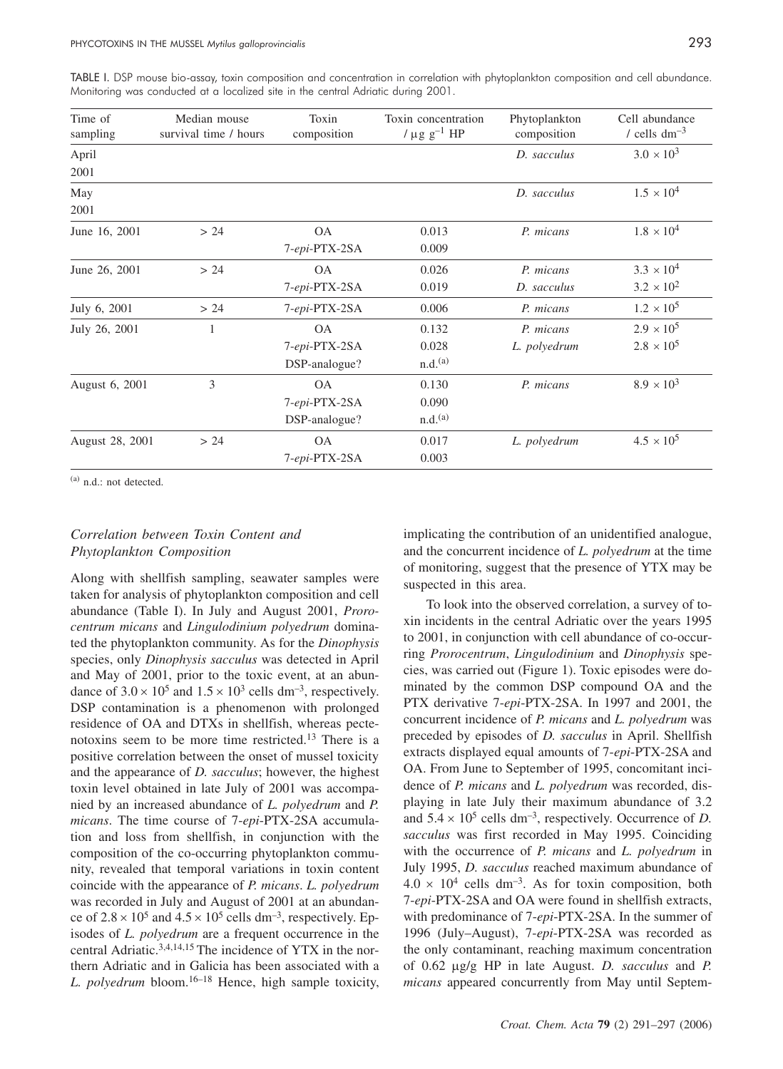TABLE I. DSP mouse bio-assay, toxin composition and concentration in correlation with phytoplankton composition and cell abundance. Monitoring was conducted at a localized site in the central Adriatic during 2001.

| Time of sampling | Median mouse survival time / hours | Toxin composition | Toxin concentration / μg g$^{-1}$ HP | Phytoplankton composition | Cell abundance / cells dm$^{-3}$ |
|---|---|---|---|---|---|
| April 2001 | | | | *D. sacculus* | $3.0 \times 10^3$ |
| May 2001 | | | | *D. sacculus* | $1.5 \times 10^4$ |
| June 16, 2001 | > 24 | OA | 0.013 | *P. micans* | $1.8 \times 10^4$ |
| | | 7-*epi*-PTX-2SA | 0.009 | | |
| June 26, 2001 | > 24 | OA | 0.026 | *P. micans* | $3.3 \times 10^4$ |
| | | 7-*epi*-PTX-2SA | 0.019 | *D. sacculus* | $3.2 \times 10^2$ |
| July 6, 2001 | > 24 | 7-*epi*-PTX-2SA | 0.006 | *P. micans* | $1.2 \times 10^5$ |
| July 26, 2001 | 1 | OA | 0.132 | *P. micans* | $2.9 \times 10^5$ |
| | | 7-*epi*-PTX-2SA | 0.028 | *L. polyedrum* | $2.8 \times 10^5$ |
| | | DSP-analogue? | n.d.[(a)] | | |
| August 6, 2001 | 3 | OA | 0.130 | *P. micans* | $8.9 \times 10^3$ |
| | | 7-*epi*-PTX-2SA | 0.090 | | |
| | | DSP-analogue? | n.d.[(a)] | | |
| August 28, 2001 | > 24 | OA | 0.017 | *L. polyedrum* | $4.5 \times 10^5$ |
| | | 7-*epi*-PTX-2SA | 0.003 | | |

[(a)] n.d.: not detected.

### *Correlation between Toxin Content and Phytoplankton Composition*

Along with shellfish sampling, seawater samples were taken for analysis of phytoplankton composition and cell abundance (Table I). In July and August 2001, *Prorocentrum micans* and *Lingulodinium polyedrum* dominated the phytoplankton community. As for the *Dinophysis* species, only *Dinophysis sacculus* was detected in April and May of 2001, prior to the toxic event, at an abundance of $3.0 \times 10^5$ and $1.5 \times 10^3$ cells dm$^{-3}$, respectively. DSP contamination is a phenomenon with prolonged residence of OA and DTXs in shellfish, whereas pectenotoxins seem to be more time restricted.[13] There is a positive correlation between the onset of mussel toxicity and the appearance of *D. sacculus*; however, the highest toxin level obtained in late July of 2001 was accompanied by an increased abundance of *L. polyedrum* and *P. micans*. The time course of 7-*epi*-PTX-2SA accumulation and loss from shellfish, in conjunction with the composition of the co-occurring phytoplankton community, revealed that temporal variations in toxin content coincide with the appearance of *P. micans*. *L. polyedrum* was recorded in July and August of 2001 at an abundance of $2.8 \times 10^5$ and $4.5 \times 10^5$ cells dm$^{-3}$, respectively. Episodes of *L. polyedrum* are a frequent occurrence in the central Adriatic.[3,4,14,15] The incidence of YTX in the northern Adriatic and in Galicia has been associated with a *L. polyedrum* bloom.[16–18] Hence, high sample toxicity, implicating the contribution of an unidentified analogue, and the concurrent incidence of *L. polyedrum* at the time of monitoring, suggest that the presence of YTX may be suspected in this area.

To look into the observed correlation, a survey of toxin incidents in the central Adriatic over the years 1995 to 2001, in conjunction with cell abundance of co-occurring *Prorocentrum*, *Lingulodinium* and *Dinophysis* species, was carried out (Figure 1). Toxic episodes were dominated by the common DSP compound OA and the PTX derivative 7-*epi*-PTX-2SA. In 1997 and 2001, the concurrent incidence of *P. micans* and *L. polyedrum* was preceded by episodes of *D. sacculus* in April. Shellfish extracts displayed equal amounts of 7-*epi*-PTX-2SA and OA. From June to September of 1995, concomitant incidence of *P. micans* and *L. polyedrum* was recorded, displaying in late July their maximum abundance of 3.2 and $5.4 \times 10^5$ cells dm$^{-3}$, respectively. Occurrence of *D. sacculus* was first recorded in May 1995. Coinciding with the occurrence of *P. micans* and *L. polyedrum* in July 1995, *D. sacculus* reached maximum abundance of $4.0 \times 10^4$ cells dm$^{-3}$. As for toxin composition, both 7-*epi*-PTX-2SA and OA were found in shellfish extracts, with predominance of 7-*epi*-PTX-2SA. In the summer of 1996 (July–August), 7-*epi*-PTX-2SA was recorded as the only contaminant, reaching maximum concentration of 0.62 μg/g HP in late August. *D. sacculus* and *P. micans* appeared concurrently from May until Septem-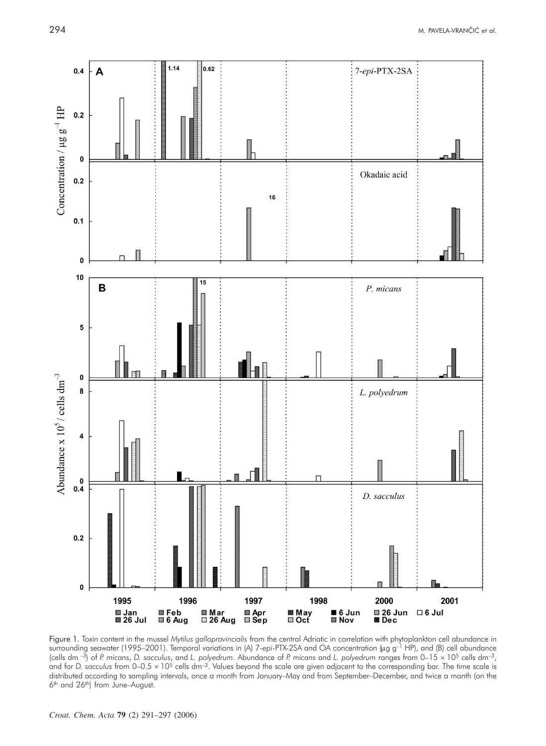Figure 1. Toxin content in the mussel *Mytilus galloprovincialis* from the central Adriatic in correlation with phytoplankton cell abundance in surrounding seawater (1995–2001). Temporal variations in (A) 7-*epi*-PTX-2SA and OA concentration (μg g$^{-1}$ HP), and (B) cell abundance (cells dm$^{-3}$) of *P. micans*, *D. sacculus*, and *L. polyedrum*. Abundance of *P. micans* and *L. polyedrum* ranges from 0–15 × 10$^{5}$ cells dm$^{-3}$, and for *D. sacculus* from 0–0.5 × 10$^{5}$ cells dm$^{-3}$. Values beyond the scale are given adjacent to the corresponding bar. The time scale is distributed according to sampling intervals, once a month from January–May and from September–December, and twice a month (on the 6th and 26th) from June–August.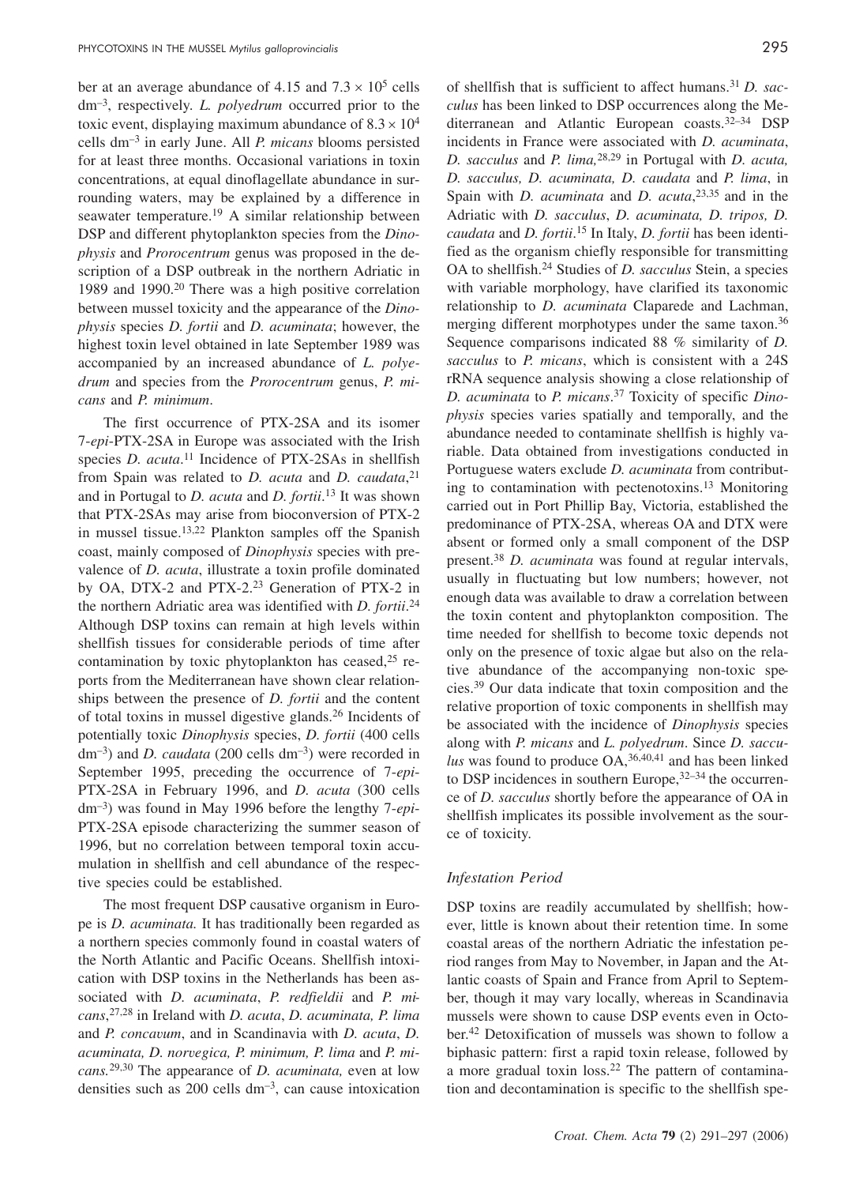ber at an average abundance of 4.15 and $7.3 \times 10^5$ cells $dm^{-3}$, respectively. *L. polyedrum* occurred prior to the toxic event, displaying maximum abundance of $8.3 \times 10^4$ cells $dm^{-3}$ in early June. All *P. micans* blooms persisted for at least three months. Occasional variations in toxin concentrations, at equal dinoflagellate abundance in surrounding waters, may be explained by a difference in seawater temperature.[19] A similar relationship between DSP and different phytoplankton species from the *Dinophysis* and *Prorocentrum* genus was proposed in the description of a DSP outbreak in the northern Adriatic in 1989 and 1990.[20] There was a high positive correlation between mussel toxicity and the appearance of the *Dinophysis* species *D. fortii* and *D. acuminata*; however, the highest toxin level obtained in late September 1989 was accompanied by an increased abundance of *L. polyedrum* and species from the *Prorocentrum* genus, *P. micans* and *P. minimum*.

The first occurrence of PTX-2SA and its isomer 7-*epi*-PTX-2SA in Europe was associated with the Irish species *D. acuta*.[11] Incidence of PTX-2SAs in shellfish from Spain was related to *D. acuta* and *D. caudata*,[21] and in Portugal to *D. acuta* and *D. fortii*.[13] It was shown that PTX-2SAs may arise from bioconversion of PTX-2 in mussel tissue.[13,22] Plankton samples off the Spanish coast, mainly composed of *Dinophysis* species with prevalence of *D. acuta*, illustrate a toxin profile dominated by OA, DTX-2 and PTX-2.[23] Generation of PTX-2 in the northern Adriatic area was identified with *D. fortii*.[24] Although DSP toxins can remain at high levels within shellfish tissues for considerable periods of time after contamination by toxic phytoplankton has ceased,[25] reports from the Mediterranean have shown clear relationships between the presence of *D. fortii* and the content of total toxins in mussel digestive glands.[26] Incidents of potentially toxic *Dinophysis* species, *D. fortii* (400 cells $dm^{-3}$) and *D. caudata* (200 cells $dm^{-3}$) were recorded in September 1995, preceding the occurrence of 7-*epi*-PTX-2SA in February 1996, and *D. acuta* (300 cells $dm^{-3}$) was found in May 1996 before the lengthy 7-*epi*-PTX-2SA episode characterizing the summer season of 1996, but no correlation between temporal toxin accumulation in shellfish and cell abundance of the respective species could be established.

The most frequent DSP causative organism in Europe is *D. acuminata.* It has traditionally been regarded as a northern species commonly found in coastal waters of the North Atlantic and Pacific Oceans. Shellfish intoxication with DSP toxins in the Netherlands has been associated with *D. acuminata*, *P. redfieldii* and *P. micans*,[27,28] in Ireland with *D. acuta*, *D. acuminata, P. lima* and *P. concavum*, and in Scandinavia with *D. acuta*, *D. acuminata, D. norvegica, P. minimum, P. lima* and *P. micans.*[29,30] The appearance of *D. acuminata,* even at low densities such as 200 cells $dm^{-3}$, can cause intoxication of shellfish that is sufficient to affect humans.[31] *D. sacculus* has been linked to DSP occurrences along the Mediterranean and Atlantic European coasts.[32–34] DSP incidents in France were associated with *D. acuminata*, *D. sacculus* and *P. lima,*[28,29] in Portugal with *D. acuta, D. sacculus, D. acuminata, D. caudata* and *P. lima*, in Spain with *D. acuminata* and *D. acuta*,[23,35] and in the Adriatic with *D. sacculus*, *D. acuminata, D. tripos, D. caudata* and *D. fortii*.[15] In Italy, *D. fortii* has been identified as the organism chiefly responsible for transmitting OA to shellfish.[24] Studies of *D. sacculus* Stein, a species with variable morphology, have clarified its taxonomic relationship to *D. acuminata* Claparede and Lachman, merging different morphotypes under the same taxon.[36] Sequence comparisons indicated 88 % similarity of *D. sacculus* to *P. micans*, which is consistent with a 24S rRNA sequence analysis showing a close relationship of *D. acuminata* to *P. micans*.[37] Toxicity of specific *Dinophysis* species varies spatially and temporally, and the abundance needed to contaminate shellfish is highly variable. Data obtained from investigations conducted in Portuguese waters exclude *D. acuminata* from contributing to contamination with pectenotoxins.[13] Monitoring carried out in Port Phillip Bay, Victoria, established the predominance of PTX-2SA, whereas OA and DTX were absent or formed only a small component of the DSP present.[38] *D. acuminata* was found at regular intervals, usually in fluctuating but low numbers; however, not enough data was available to draw a correlation between the toxin content and phytoplankton composition. The time needed for shellfish to become toxic depends not only on the presence of toxic algae but also on the relative abundance of the accompanying non-toxic species.[39] Our data indicate that toxin composition and the relative proportion of toxic components in shellfish may be associated with the incidence of *Dinophysis* species along with *P. micans* and *L. polyedrum*. Since *D. sacculus* was found to produce OA,[36,40,41] and has been linked to DSP incidences in southern Europe,[32–34] the occurrence of *D. sacculus* shortly before the appearance of OA in shellfish implicates its possible involvement as the source of toxicity.

### *Infestation Period*

DSP toxins are readily accumulated by shellfish; however, little is known about their retention time. In some coastal areas of the northern Adriatic the infestation period ranges from May to November, in Japan and the Atlantic coasts of Spain and France from April to September, though it may vary locally, whereas in Scandinavia mussels were shown to cause DSP events even in October.[42] Detoxification of mussels was shown to follow a biphasic pattern: first a rapid toxin release, followed by a more gradual toxin loss.[22] The pattern of contamination and decontamination is specific to the shellfish spe-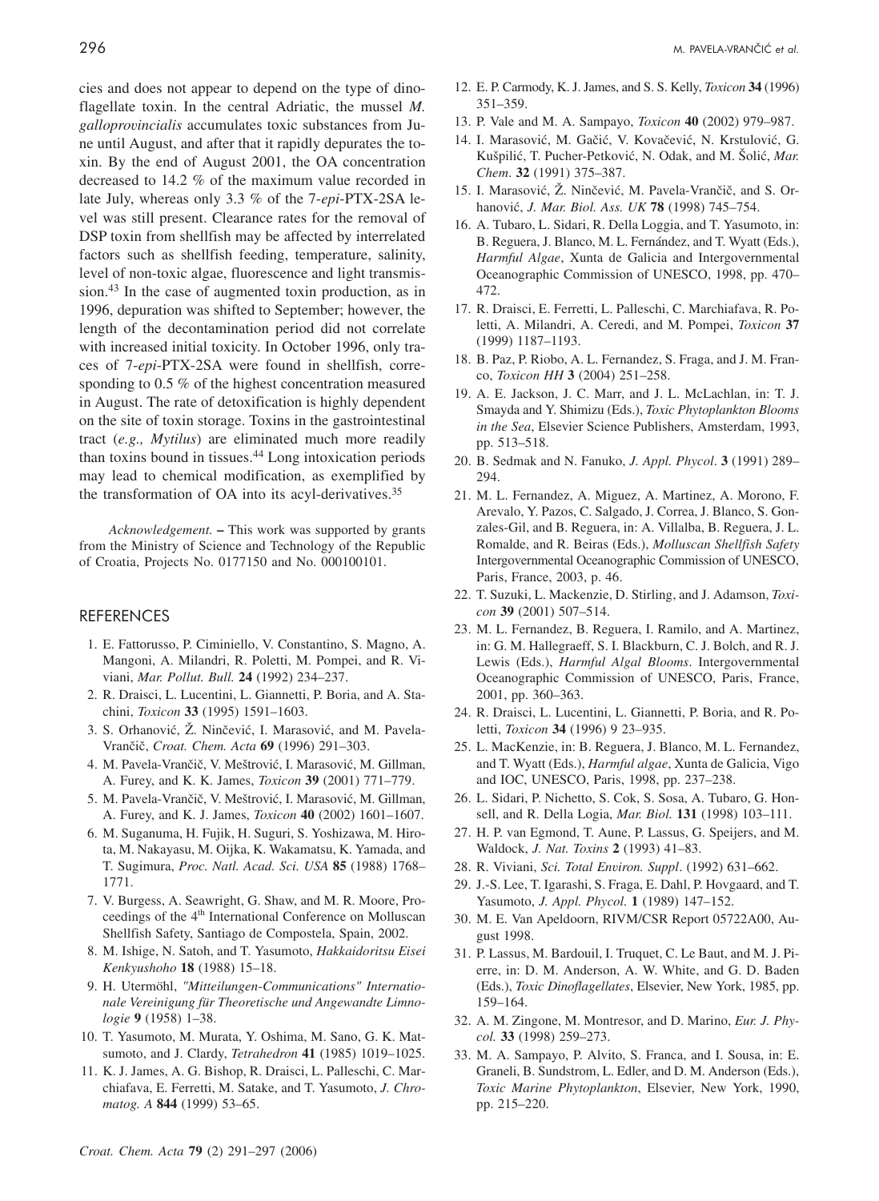cies and does not appear to depend on the type of dinoflagellate toxin. In the central Adriatic, the mussel *M. galloprovincialis* accumulates toxic substances from June until August, and after that it rapidly depurates the toxin. By the end of August 2001, the OA concentration decreased to 14.2 % of the maximum value recorded in late July, whereas only 3.3 % of the 7-*epi*-PTX-2SA level was still present. Clearance rates for the removal of DSP toxin from shellfish may be affected by interrelated factors such as shellfish feeding, temperature, salinity, level of non-toxic algae, fluorescence and light transmission.[43] In the case of augmented toxin production, as in 1996, depuration was shifted to September; however, the length of the decontamination period did not correlate with increased initial toxicity. In October 1996, only traces of 7-*epi*-PTX-2SA were found in shellfish, corresponding to 0.5 % of the highest concentration measured in August. The rate of detoxification is highly dependent on the site of toxin storage. Toxins in the gastrointestinal tract (*e.g., Mytilus*) are eliminated much more readily than toxins bound in tissues.[44] Long intoxication periods may lead to chemical modification, as exemplified by the transformation of OA into its acyl-derivatives.[35]

*Acknowledgement.* **–** This work was supported by grants from the Ministry of Science and Technology of the Republic of Croatia, Projects No. 0177150 and No. 000100101.

## REFERENCES

1. E. Fattorusso, P. Ciminiello, V. Constantino, S. Magno, A. Mangoni, A. Milandri, R. Poletti, M. Pompei, and R. Viviani, *Mar. Pollut. Bull.* **24** (1992) 234–237.
2. R. Draisci, L. Lucentini, L. Giannetti, P. Boria, and A. Stachini, *Toxicon* **33** (1995) 1591–1603.
3. S. Orhanović, Ž. Ninčević, I. Marasović, and M. Pavela-Vrančič, *Croat. Chem. Acta* **69** (1996) 291–303.
4. M. Pavela-Vrančič, V. Meštrović, I. Marasović, M. Gillman, A. Furey, and K. K. James, *Toxicon* **39** (2001) 771–779.
5. M. Pavela-Vrančič, V. Meštrović, I. Marasović, M. Gillman, A. Furey, and K. J. James, *Toxicon* **40** (2002) 1601–1607.
6. M. Suganuma, H. Fujik, H. Suguri, S. Yoshizawa, M. Hirota, M. Nakayasu, M. Oijka, K. Wakamatsu, K. Yamada, and T. Sugimura, *Proc. Natl. Acad. Sci. USA* **85** (1988) 1768–1771.
7. V. Burgess, A. Seawright, G. Shaw, and M. R. Moore, Proceedings of the 4th International Conference on Molluscan Shellfish Safety, Santiago de Compostela, Spain, 2002.
8. M. Ishige, N. Satoh, and T. Yasumoto, *Hakkaidoritsu Eisei Kenkyushoho* **18** (1988) 15–18.
9. H. Utermöhl, *"Mitteilungen-Communications" Internationale Vereinigung für Theoretische und Angewandte Limnologie* **9** (1958) 1–38.
10. T. Yasumoto, M. Murata, Y. Oshima, M. Sano, G. K. Matsumoto, and J. Clardy, *Tetrahedron* **41** (1985) 1019–1025.
11. K. J. James, A. G. Bishop, R. Draisci, L. Palleschi, C. Marchiafava, E. Ferretti, M. Satake, and T. Yasumoto, *J. Chromatog. A* **844** (1999) 53–65.
12. E. P. Carmody, K. J. James, and S. S. Kelly, *Toxicon* **34** (1996) 351–359.
13. P. Vale and M. A. Sampayo, *Toxicon* **40** (2002) 979–987.
14. I. Marasović, M. Gačić, V. Kovačević, N. Krstulović, G. Kušpilić, T. Pucher-Petković, N. Odak, and M. Šolić, *Mar. Chem.* **32** (1991) 375–387.
15. I. Marasović, Ž. Ninčević, M. Pavela-Vrančič, and S. Orhanović, *J. Mar. Biol. Ass. UK* **78** (1998) 745–754.
16. A. Tubaro, L. Sidari, R. Della Loggia, and T. Yasumoto, in: B. Reguera, J. Blanco, M. L. Fernańdez, and T. Wyatt (Eds.), *Harmful Algae*, Xunta de Galicia and Intergovernmental Oceanographic Commission of UNESCO, 1998, pp. 470–472.
17. R. Draisci, E. Ferretti, L. Palleschi, C. Marchiafava, R. Poletti, A. Milandri, A. Ceredi, and M. Pompei, *Toxicon* **37** (1999) 1187–1193.
18. B. Paz, P. Riobo, A. L. Fernandez, S. Fraga, and J. M. Franco, *Toxicon HH* **3** (2004) 251–258.
19. A. E. Jackson, J. C. Marr, and J. L. McLachlan, in: T. J. Smayda and Y. Shimizu (Eds.), *Toxic Phytoplankton Blooms in the Sea*, Elsevier Science Publishers, Amsterdam, 1993, pp. 513–518.
20. B. Sedmak and N. Fanuko, *J. Appl. Phycol*. **3** (1991) 289–294.
21. M. L. Fernandez, A. Miguez, A. Martinez, A. Morono, F. Arevalo, Y. Pazos, C. Salgado, J. Correa, J. Blanco, S. Gonzales-Gil, and B. Reguera, in: A. Villalba, B. Reguera, J. L. Romalde, and R. Beiras (Eds.), *Molluscan Shellfish Safety* Intergovernmental Oceanographic Commission of UNESCO, Paris, France, 2003, p. 46.
22. T. Suzuki, L. Mackenzie, D. Stirling, and J. Adamson, *Toxicon* **39** (2001) 507–514.
23. M. L. Fernandez, B. Reguera, I. Ramilo, and A. Martinez, in: G. M. Hallegraeff, S. I. Blackburn, C. J. Bolch, and R. J. Lewis (Eds.), *Harmful Algal Blooms*. Intergovernmental Oceanographic Commission of UNESCO, Paris, France, 2001, pp. 360–363.
24. R. Draisci, L. Lucentini, L. Giannetti, P. Boria, and R. Poletti, *Toxicon* **34** (1996) 9 23–935.
25. L. MacKenzie, in: B. Reguera, J. Blanco, M. L. Fernandez, and T. Wyatt (Eds.), *Harmful algae*, Xunta de Galicia, Vigo and IOC, UNESCO, Paris, 1998, pp. 237–238.
26. L. Sidari, P. Nichetto, S. Cok, S. Sosa, A. Tubaro, G. Honsell, and R. Della Logia, *Mar. Biol.* **131** (1998) 103–111.
27. H. P. van Egmond, T. Aune, P. Lassus, G. Speijers, and M. Waldock, *J. Nat. Toxins* **2** (1993) 41–83.
28. R. Viviani, *Sci. Total Environ. Suppl*. (1992) 631–662.
29. J.-S. Lee, T. Igarashi, S. Fraga, E. Dahl, P. Hovgaard, and T. Yasumoto, *J. Appl. Phycol.* **1** (1989) 147–152.
30. M. E. Van Apeldoorn, RIVM/CSR Report 05722A00, August 1998.
31. P. Lassus, M. Bardouil, I. Truquet, C. Le Baut, and M. J. Pierre, in: D. M. Anderson, A. W. White, and G. D. Baden (Eds.), *Toxic Dinoflagellates*, Elsevier, New York, 1985, pp. 159–164.
32. A. M. Zingone, M. Montresor, and D. Marino, *Eur. J. Phycol.* **33** (1998) 259–273.
33. M. A. Sampayo, P. Alvito, S. Franca, and I. Sousa, in: E. Graneli, B. Sundstrom, L. Edler, and D. M. Anderson (Eds.), *Toxic Marine Phytoplankton*, Elsevier, New York, 1990, pp. 215–220.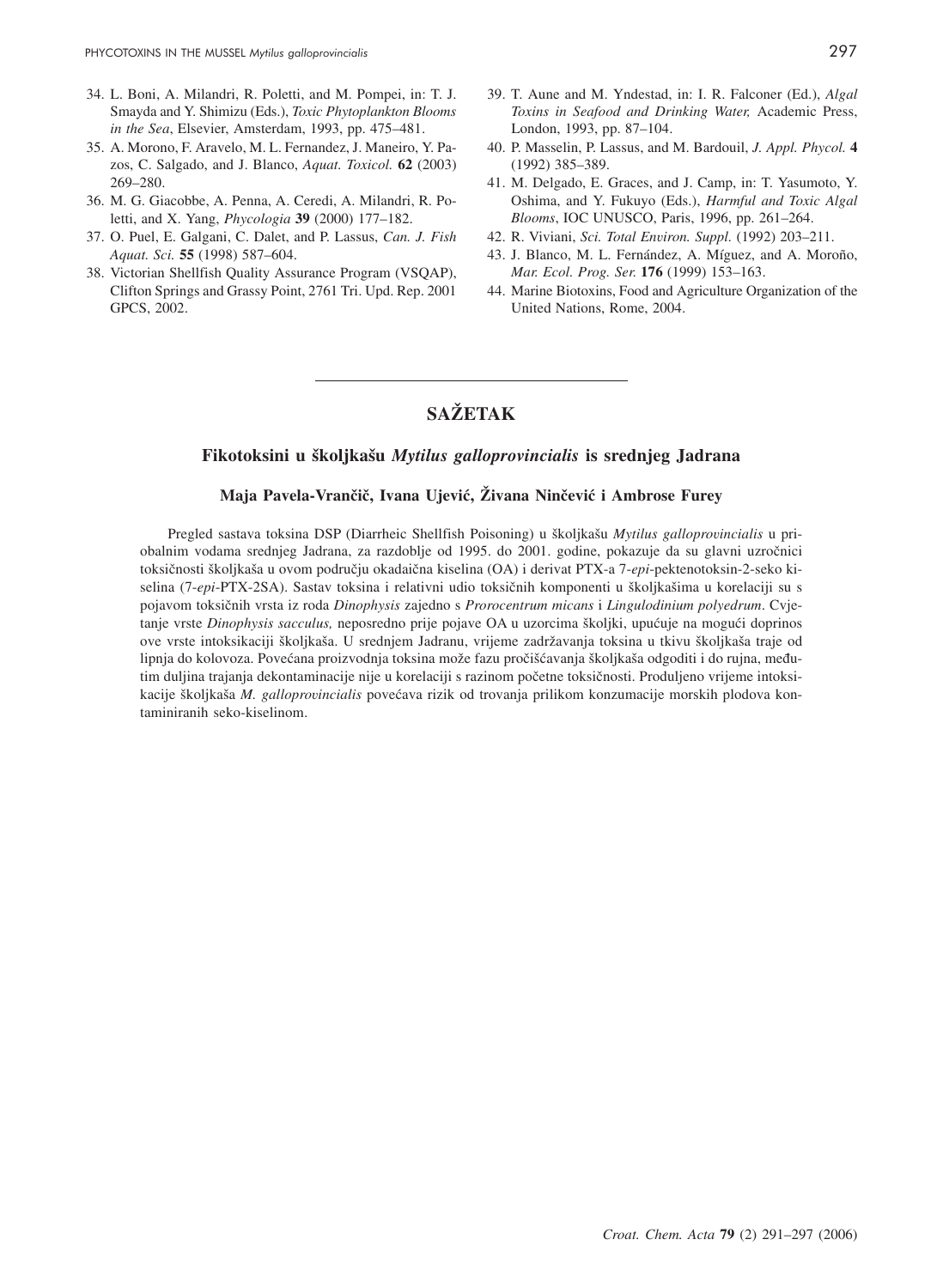34. L. Boni, A. Milandri, R. Poletti, and M. Pompei, in: T. J. Smayda and Y. Shimizu (Eds.), *Toxic Phytoplankton Blooms in the Sea*, Elsevier, Amsterdam, 1993, pp. 475–481.
35. A. Morono, F. Aravelo, M. L. Fernandez, J. Maneiro, Y. Pazos, C. Salgado, and J. Blanco, *Aquat. Toxicol.* **62** (2003) 269–280.
36. M. G. Giacobbe, A. Penna, A. Ceredi, A. Milandri, R. Poletti, and X. Yang, *Phycologia* **39** (2000) 177–182.
37. O. Puel, E. Galgani, C. Dalet, and P. Lassus, *Can. J. Fish Aquat. Sci.* **55** (1998) 587–604.
38. Victorian Shellfish Quality Assurance Program (VSQAP), Clifton Springs and Grassy Point, 2761 Tri. Upd. Rep. 2001 GPCS, 2002.
39. T. Aune and M. Yndestad, in: I. R. Falconer (Ed.), *Algal Toxins in Seafood and Drinking Water,* Academic Press, London, 1993, pp. 87–104.
40. P. Masselin, P. Lassus, and M. Bardouil, *J. Appl. Phycol.* **4** (1992) 385–389.
41. M. Delgado, E. Graces, and J. Camp, in: T. Yasumoto, Y. Oshima, and Y. Fukuyo (Eds.), *Harmful and Toxic Algal Blooms*, IOC UNUSCO, Paris, 1996, pp. 261–264.
42. R. Viviani, *Sci. Total Environ. Suppl.* (1992) 203–211.
43. J. Blanco, M. L. Fernández, A. Míguez, and A. Moroño, *Mar. Ecol. Prog. Ser.* **176** (1999) 153–163.
44. Marine Biotoxins, Food and Agriculture Organization of the United Nations, Rome, 2004.

## SAŽETAK

### Fikotoksini u školjkašu *Mytilus galloprovincialis* is srednjeg Jadrana

**Maja Pavela-Vrančič, Ivana Ujević, Živana Ninčević i Ambrose Furey**

Pregled sastava toksina DSP (Diarrheic Shellfish Poisoning) u školjkašu *Mytilus galloprovincialis* u priobalnim vodama srednjeg Jadrana, za razdoblje od 1995. do 2001. godine, pokazuje da su glavni uzročnici toksičnosti školjkaša u ovom području okadaična kiselina (OA) i derivat PTX-a 7-*epi*-pektenotoksin-2-seko kiselina (7-*epi*-PTX-2SA). Sastav toksina i relativni udio toksičnih komponenti u školjkašima u korelaciji su s pojavom toksičnih vrsta iz roda *Dinophysis* zajedno s *Prorocentrum micans* i *Lingulodinium polyedrum*. Cvjetanje vrste *Dinophysis sacculus,* neposredno prije pojave OA u uzorcima školjki, upućuje na mogući doprinos ove vrste intoksikaciji školjkaša. U srednjem Jadranu, vrijeme zadržavanja toksina u tkivu školjkaša traje od lipnja do kolovoza. Povećana proizvodnja toksina može fazu pročišćavanja školjkaša odgoditi i do rujna, međutim duljina trajanja dekontaminacije nije u korelaciji s razinom početne toksičnosti. Produljeno vrijeme intoksikacije školjkaša *M. galloprovincialis* povećava rizik od trovanja prilikom konzumacije morskih plodova kontaminiranih seko-kiselinom.